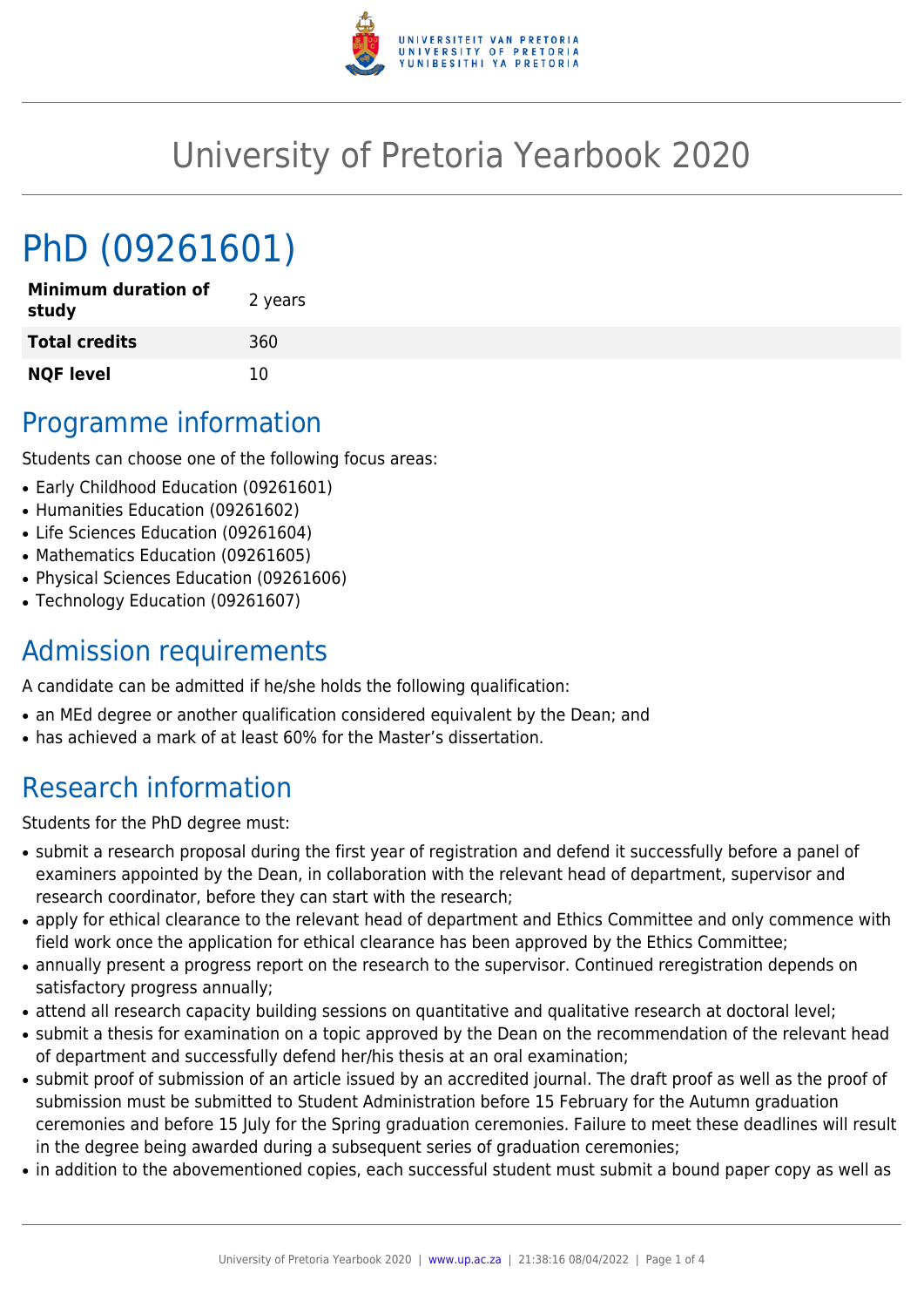# University of Pretoria Yearbook 2020

# PhD (09261601)

| | |
|---|---|
| **Minimum duration of study** | 2 years |
| **Total credits** | 360 |
| **NQF level** | 10 |

## Programme information

Students can choose one of the following focus areas:

- Early Childhood Education (09261601)
- Humanities Education (09261602)
- Life Sciences Education (09261604)
- Mathematics Education (09261605)
- Physical Sciences Education (09261606)
- Technology Education (09261607)

## Admission requirements

A candidate can be admitted if he/she holds the following qualification:

- an MEd degree or another qualification considered equivalent by the Dean; and
- has achieved a mark of at least 60% for the Master's dissertation.

## Research information

Students for the PhD degree must:

- submit a research proposal during the first year of registration and defend it successfully before a panel of examiners appointed by the Dean, in collaboration with the relevant head of department, supervisor and research coordinator, before they can start with the research;
- apply for ethical clearance to the relevant head of department and Ethics Committee and only commence with field work once the application for ethical clearance has been approved by the Ethics Committee;
- annually present a progress report on the research to the supervisor. Continued reregistration depends on satisfactory progress annually;
- attend all research capacity building sessions on quantitative and qualitative research at doctoral level;
- submit a thesis for examination on a topic approved by the Dean on the recommendation of the relevant head of department and successfully defend her/his thesis at an oral examination;
- submit proof of submission of an article issued by an accredited journal. The draft proof as well as the proof of submission must be submitted to Student Administration before 15 February for the Autumn graduation ceremonies and before 15 July for the Spring graduation ceremonies. Failure to meet these deadlines will result in the degree being awarded during a subsequent series of graduation ceremonies;
- in addition to the abovementioned copies, each successful student must submit a bound paper copy as well as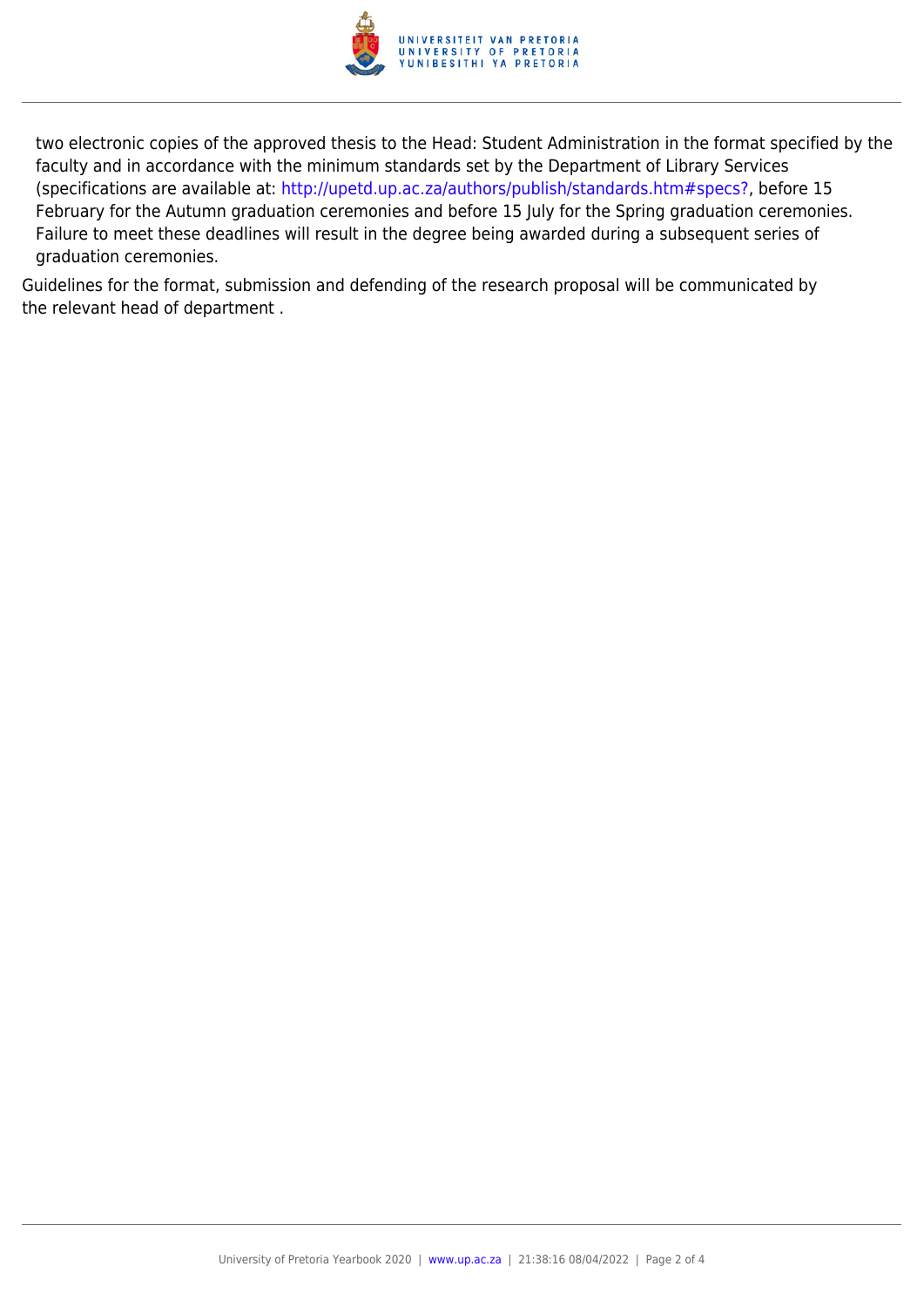two electronic copies of the approved thesis to the Head: Student Administration in the format specified by the faculty and in accordance with the minimum standards set by the Department of Library Services (specifications are available at: http://upetd.up.ac.za/authors/publish/standards.htm#specs?, before 15 February for the Autumn graduation ceremonies and before 15 July for the Spring graduation ceremonies. Failure to meet these deadlines will result in the degree being awarded during a subsequent series of graduation ceremonies.

Guidelines for the format, submission and defending of the research proposal will be communicated by the relevant head of department .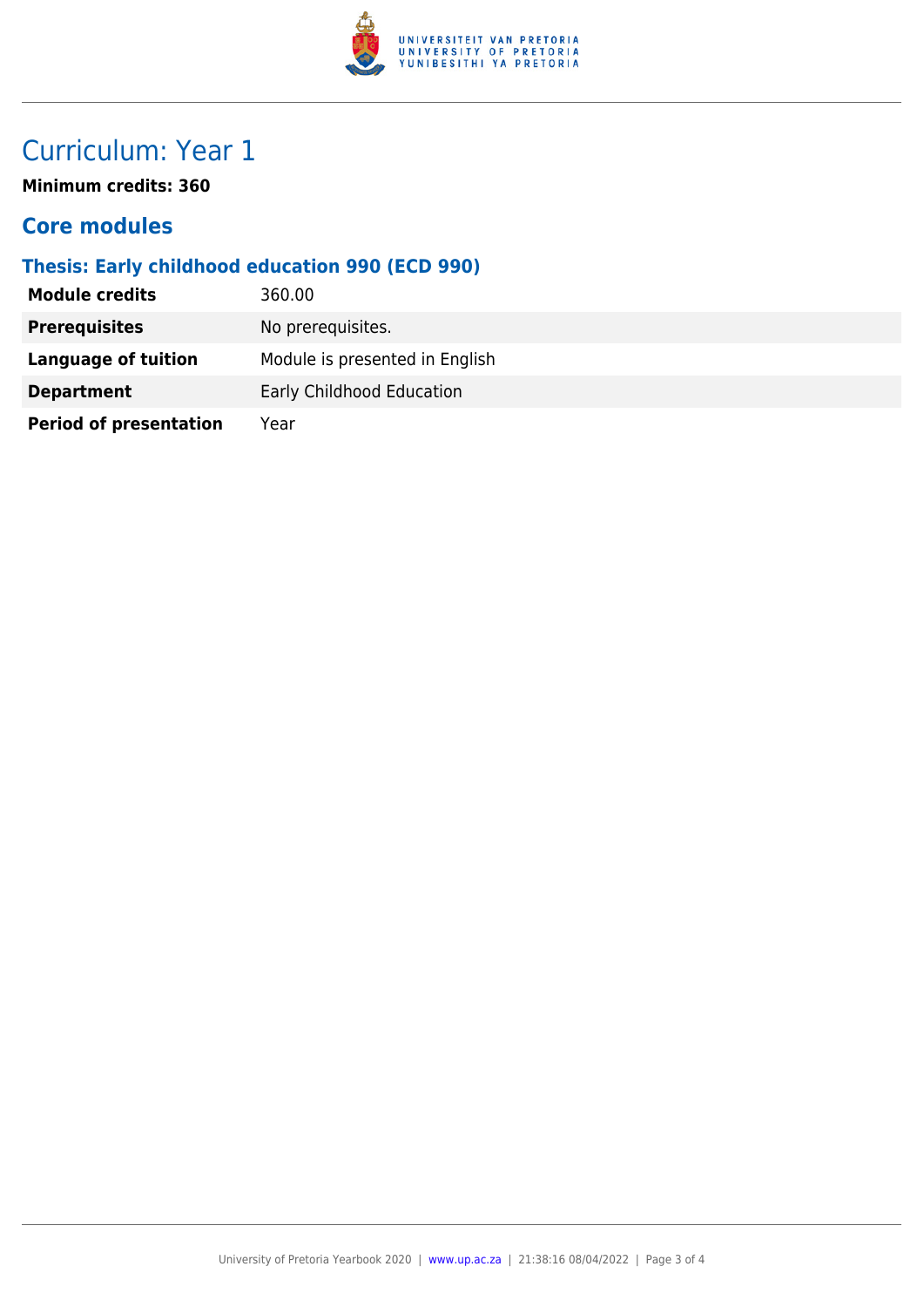# Curriculum: Year 1

**Minimum credits: 360**

## Core modules

### Thesis: Early childhood education 990 (ECD 990)

| | |
|---|---|
| **Module credits** | 360.00 |
| **Prerequisites** | No prerequisites. |
| **Language of tuition** | Module is presented in English |
| **Department** | Early Childhood Education |
| **Period of presentation** | Year |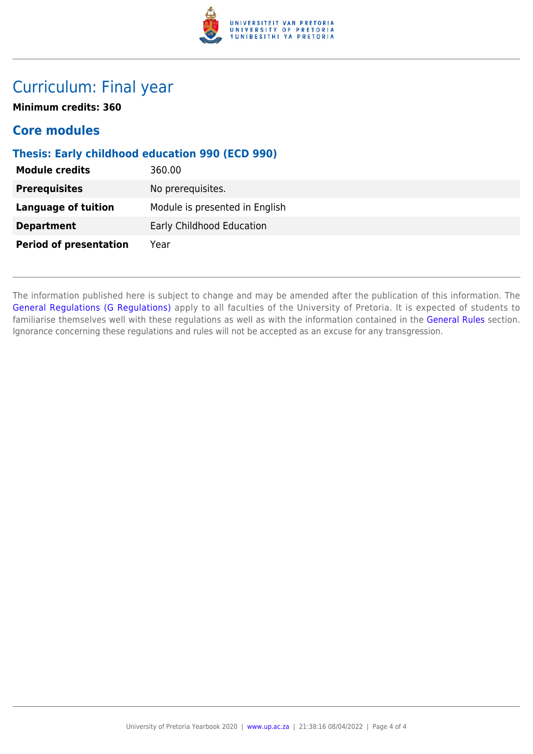# Curriculum: Final year

**Minimum credits: 360**

## Core modules

### Thesis: Early childhood education 990 (ECD 990)

| | |
|---|---|
| **Module credits** | 360.00 |
| **Prerequisites** | No prerequisites. |
| **Language of tuition** | Module is presented in English |
| **Department** | Early Childhood Education |
| **Period of presentation** | Year |

The information published here is subject to change and may be amended after the publication of this information. The General Regulations (G Regulations) apply to all faculties of the University of Pretoria. It is expected of students to familiarise themselves well with these regulations as well as with the information contained in the General Rules section. Ignorance concerning these regulations and rules will not be accepted as an excuse for any transgression.